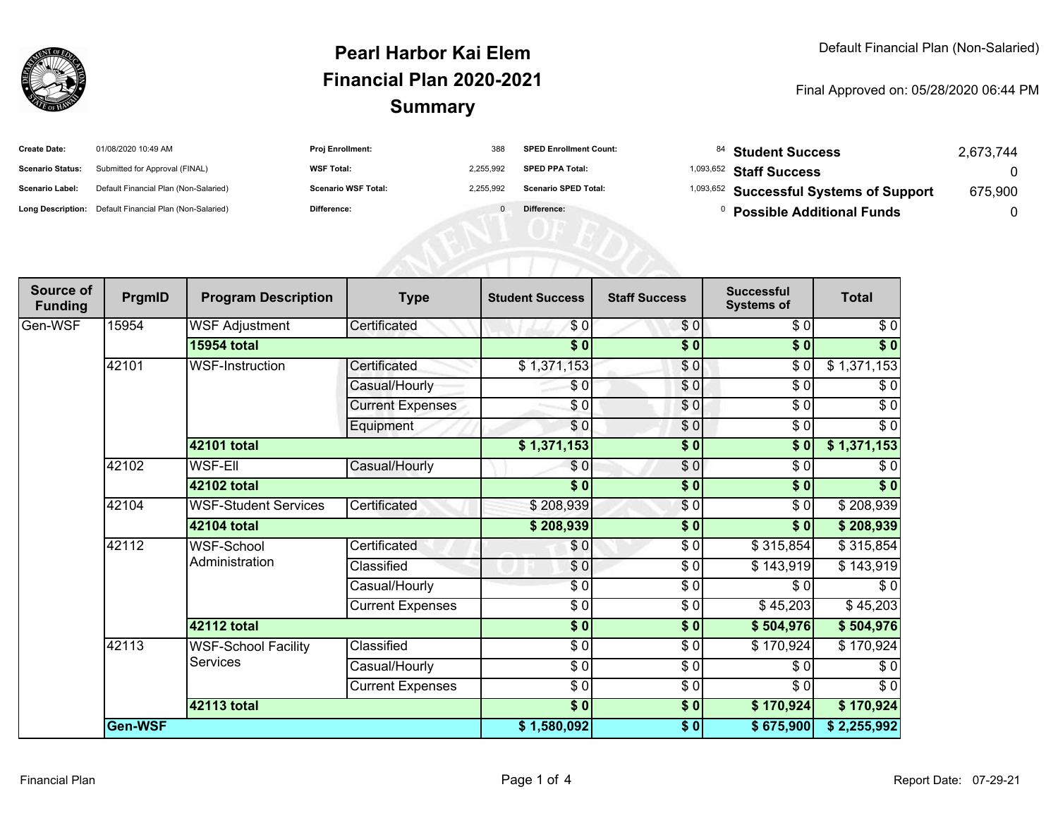# Pearl Harbor Kai Elem
# Financial Plan 2020-2021
# Summary

Default Financial Plan (Non-Salaried)

Final Approved on: 05/28/2020 06:44 PM

| | | | | | | | |
|---|---|---|---|---|---|---|---|
| **Create Date:** | 01/08/2020 10:49 AM | **Proj Enrollment:** | 388 | **SPED Enrollment Count:** | 84 | **Student Success** | 2,673,744 |
| **Scenario Status:** | Submitted for Approval (FINAL) | **WSF Total:** | 2,255,992 | **SPED PPA Total:** | 1,093,652 | **Staff Success** | 0 |
| **Scenario Label:** | Default Financial Plan (Non-Salaried) | **Scenario WSF Total:** | 2,255,992 | **Scenario SPED Total:** | 1,093,652 | **Successful Systems of Support** | 675,900 |
| **Long Description:** | Default Financial Plan (Non-Salaried) | **Difference:** | 0 | **Difference:** | 0 | **Possible Additional Funds** | 0 |

| Source of Funding | PrgmID | Program Description | Type | Student Success | Staff Success | Successful Systems of | Total |
|---|---|---|---|---|---|---|---|
| Gen-WSF | 15954 | WSF Adjustment | Certificated | $ 0 | $ 0 | $ 0 | $ 0 |
| | | **15954 total** | | **$ 0** | **$ 0** | **$ 0** | **$ 0** |
| | 42101 | WSF-Instruction | Certificated | $ 1,371,153 | $ 0 | $ 0 | $ 1,371,153 |
| | | | Casual/Hourly | $ 0 | $ 0 | $ 0 | $ 0 |
| | | | Current Expenses | $ 0 | $ 0 | $ 0 | $ 0 |
| | | | Equipment | $ 0 | $ 0 | $ 0 | $ 0 |
| | | **42101 total** | | **$ 1,371,153** | **$ 0** | **$ 0** | **$ 1,371,153** |
| | 42102 | WSF-Ell | Casual/Hourly | $ 0 | $ 0 | $ 0 | $ 0 |
| | | **42102 total** | | **$ 0** | **$ 0** | **$ 0** | **$ 0** |
| | 42104 | WSF-Student Services | Certificated | $ 208,939 | $ 0 | $ 0 | $ 208,939 |
| | | **42104 total** | | **$ 208,939** | **$ 0** | **$ 0** | **$ 208,939** |
| | 42112 | WSF-School Administration | Certificated | $ 0 | $ 0 | $ 315,854 | $ 315,854 |
| | | | Classified | $ 0 | $ 0 | $ 143,919 | $ 143,919 |
| | | | Casual/Hourly | $ 0 | $ 0 | $ 0 | $ 0 |
| | | | Current Expenses | $ 0 | $ 0 | $ 45,203 | $ 45,203 |
| | | **42112 total** | | **$ 0** | **$ 0** | **$ 504,976** | **$ 504,976** |
| | 42113 | WSF-School Facility Services | Classified | $ 0 | $ 0 | $ 170,924 | $ 170,924 |
| | | | Casual/Hourly | $ 0 | $ 0 | $ 0 | $ 0 |
| | | | Current Expenses | $ 0 | $ 0 | $ 0 | $ 0 |
| | | **42113 total** | | **$ 0** | **$ 0** | **$ 170,924** | **$ 170,924** |
| | **Gen-WSF** | | | **$ 1,580,092** | **$ 0** | **$ 675,900** | **$ 2,255,992** |

Financial Plan

Report Date: 07-29-21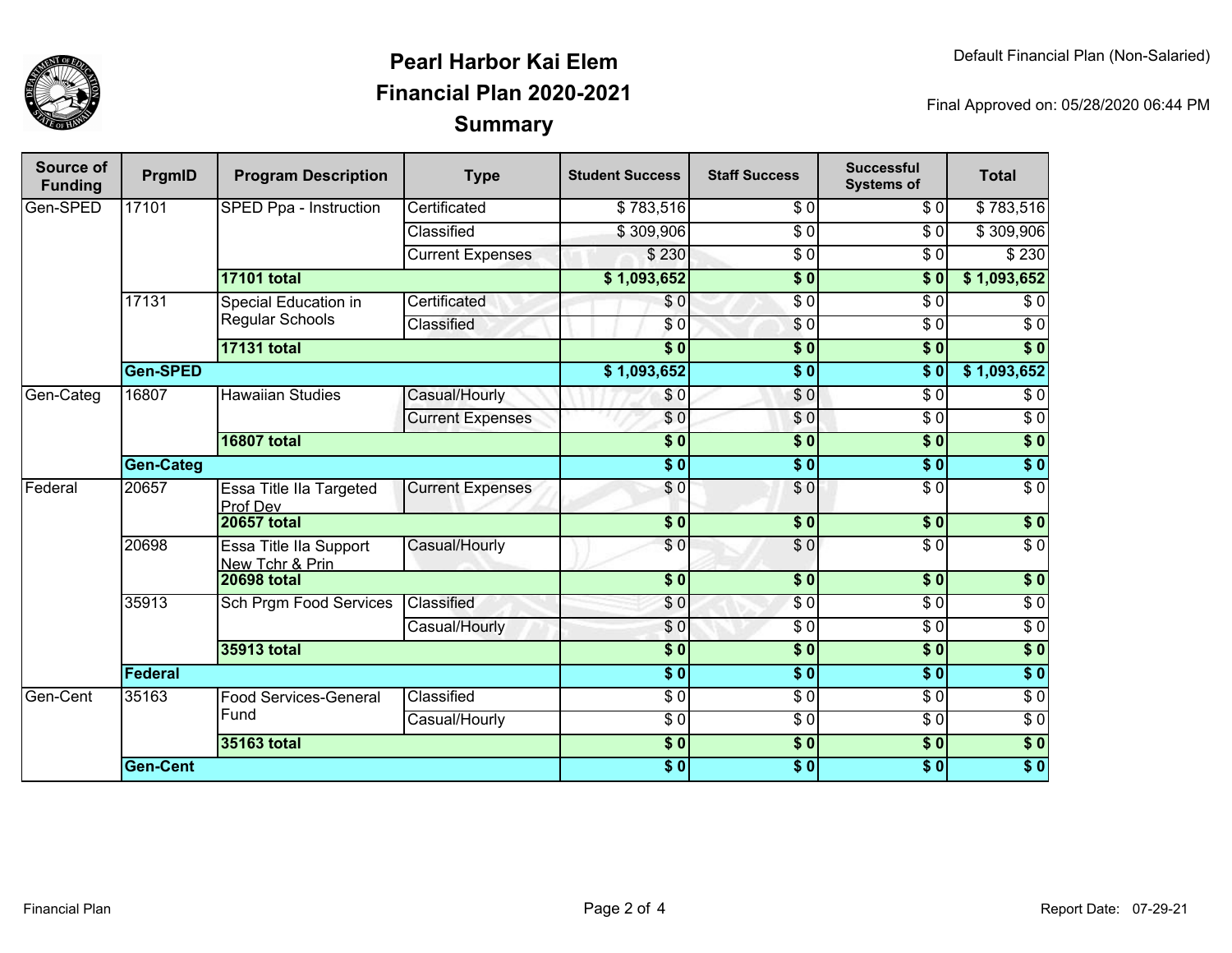# Pearl Harbor Kai Elem
## Financial Plan 2020-2021
## Summary

Default Financial Plan (Non-Salaried)

Final Approved on: 05/28/2020 06:44 PM

| Source of Funding | PrgmID | Program Description | Type | Student Success | Staff Success | Successful Systems of | Total |
|---|---|---|---|---|---|---|---|
| Gen-SPED | 17101 | SPED Ppa - Instruction | Certificated | $ 783,516 | $ 0 | $ 0 | $ 783,516 |
| | | | Classified | $ 309,906 | $ 0 | $ 0 | $ 309,906 |
| | | | Current Expenses | $ 230 | $ 0 | $ 0 | $ 230 |
| | | **17101 total** | | **$ 1,093,652** | **$ 0** | **$ 0** | **$ 1,093,652** |
| | 17131 | Special Education in Regular Schools | Certificated | $ 0 | $ 0 | $ 0 | $ 0 |
| | | | Classified | $ 0 | $ 0 | $ 0 | $ 0 |
| | | **17131 total** | | **$ 0** | **$ 0** | **$ 0** | **$ 0** |
| | **Gen-SPED** | | | **$ 1,093,652** | **$ 0** | **$ 0** | **$ 1,093,652** |
| Gen-Categ | 16807 | Hawaiian Studies | Casual/Hourly | $ 0 | $ 0 | $ 0 | $ 0 |
| | | | Current Expenses | $ 0 | $ 0 | $ 0 | $ 0 |
| | | **16807 total** | | **$ 0** | **$ 0** | **$ 0** | **$ 0** |
| | **Gen-Categ** | | | **$ 0** | **$ 0** | **$ 0** | **$ 0** |
| Federal | 20657 | Essa Title IIa Targeted Prof Dev | Current Expenses | $ 0 | $ 0 | $ 0 | $ 0 |
| | | **20657 total** | | **$ 0** | **$ 0** | **$ 0** | **$ 0** |
| | 20698 | Essa Title IIa Support New Tchr & Prin | Casual/Hourly | $ 0 | $ 0 | $ 0 | $ 0 |
| | | **20698 total** | | **$ 0** | **$ 0** | **$ 0** | **$ 0** |
| | 35913 | Sch Prgm Food Services | Classified | $ 0 | $ 0 | $ 0 | $ 0 |
| | | | Casual/Hourly | $ 0 | $ 0 | $ 0 | $ 0 |
| | | **35913 total** | | **$ 0** | **$ 0** | **$ 0** | **$ 0** |
| | **Federal** | | | **$ 0** | **$ 0** | **$ 0** | **$ 0** |
| Gen-Cent | 35163 | Food Services-General Fund | Classified | $ 0 | $ 0 | $ 0 | $ 0 |
| | | | Casual/Hourly | $ 0 | $ 0 | $ 0 | $ 0 |
| | | **35163 total** | | **$ 0** | **$ 0** | **$ 0** | **$ 0** |
| | **Gen-Cent** | | | **$ 0** | **$ 0** | **$ 0** | **$ 0** |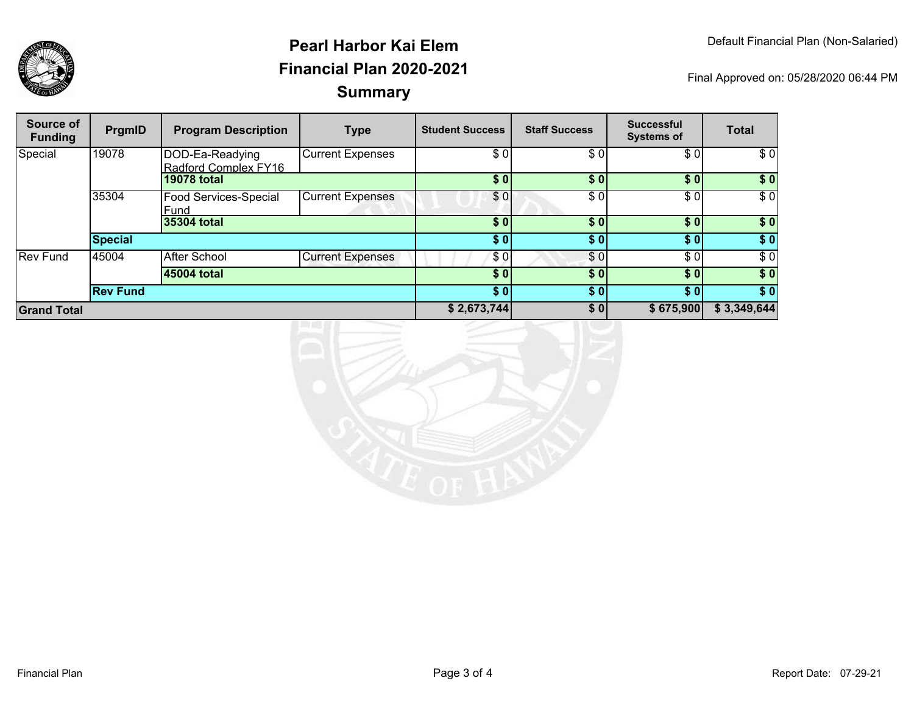# Pearl Harbor Kai Elem
## Financial Plan 2020-2021
## Summary

Default Financial Plan (Non-Salaried)

Final Approved on: 05/28/2020 06:44 PM

| Source of Funding | PrgmID | Program Description | Type | Student Success | Staff Success | Successful Systems of | Total |
|---|---|---|---|---|---|---|---|
| Special | 19078 | DOD-Ea-Readying Radford Complex FY16 | Current Expenses | $ 0 | $ 0 | $ 0 | $ 0 |
| | | **19078 total** | | **$ 0** | **$ 0** | **$ 0** | **$ 0** |
| | 35304 | Food Services-Special Fund | Current Expenses | $ 0 | $ 0 | $ 0 | $ 0 |
| | | **35304 total** | | **$ 0** | **$ 0** | **$ 0** | **$ 0** |
| | **Special** | | | **$ 0** | **$ 0** | **$ 0** | **$ 0** |
| Rev Fund | 45004 | After School | Current Expenses | $ 0 | $ 0 | $ 0 | $ 0 |
| | | **45004 total** | | **$ 0** | **$ 0** | **$ 0** | **$ 0** |
| | **Rev Fund** | | | **$ 0** | **$ 0** | **$ 0** | **$ 0** |
| **Grand Total** | | | | **$ 2,673,744** | **$ 0** | **$ 675,900** | **$ 3,349,644** |

Financial Plan

Report Date: 07-29-21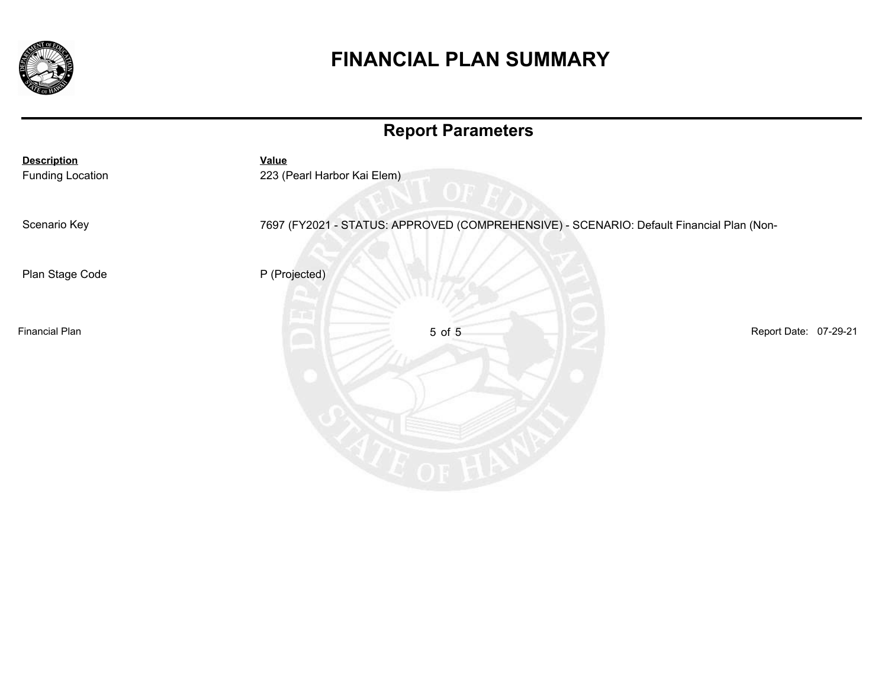# FINANCIAL PLAN SUMMARY

## Report Parameters

| Description | Value |
| --- | --- |
| Funding Location | 223 (Pearl Harbor Kai Elem) |
| Scenario Key | 7697 (FY2021 - STATUS: APPROVED (COMPREHENSIVE) - SCENARIO: Default Financial Plan (Non- |
| Plan Stage Code | P (Projected) |